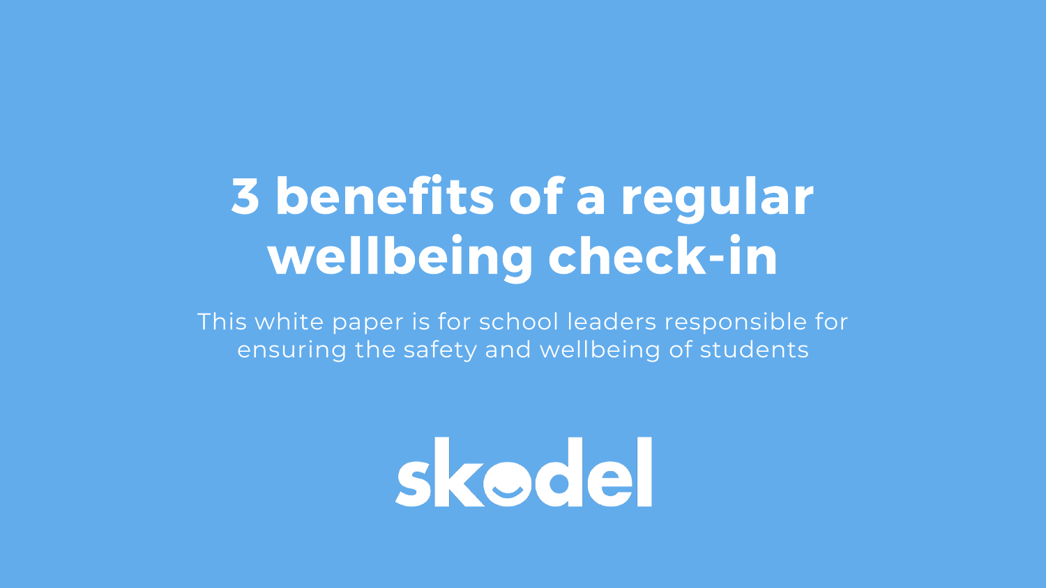# 3 benefits of a regular wellbeing check-in

This white paper is for school leaders responsible for ensuring the safety and wellbeing of students

skodel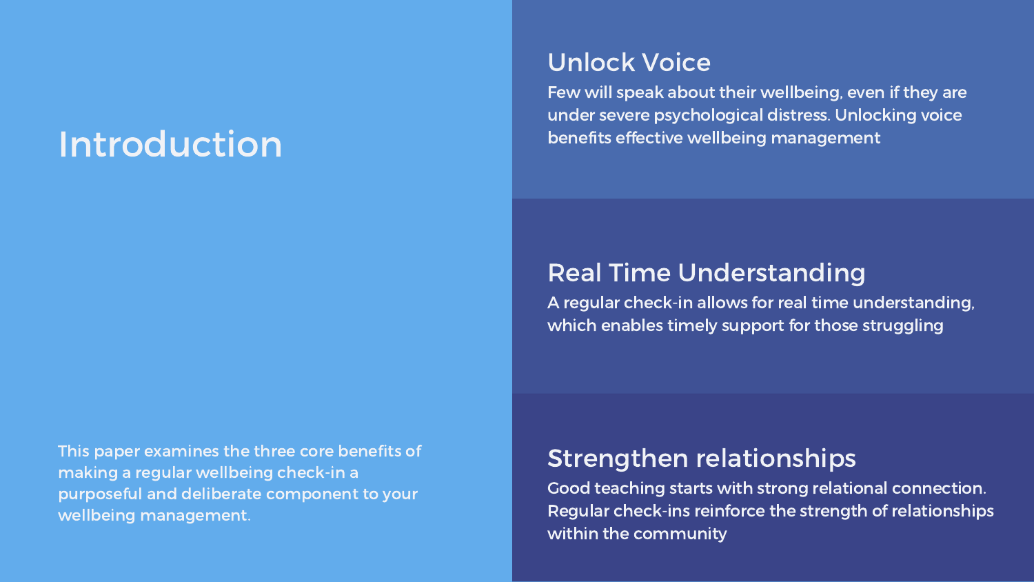# Introduction

This paper examines the three core benefits of making a regular wellbeing check-in a purposeful and deliberate component to your wellbeing management.

## Unlock Voice

Few will speak about their wellbeing, even if they are under severe psychological distress. Unlocking voice benefits effective wellbeing management

## Real Time Understanding

A regular check-in allows for real time understanding, which enables timely support for those struggling

## Strengthen relationships

Good teaching starts with strong relational connection. Regular check-ins reinforce the strength of relationships within the community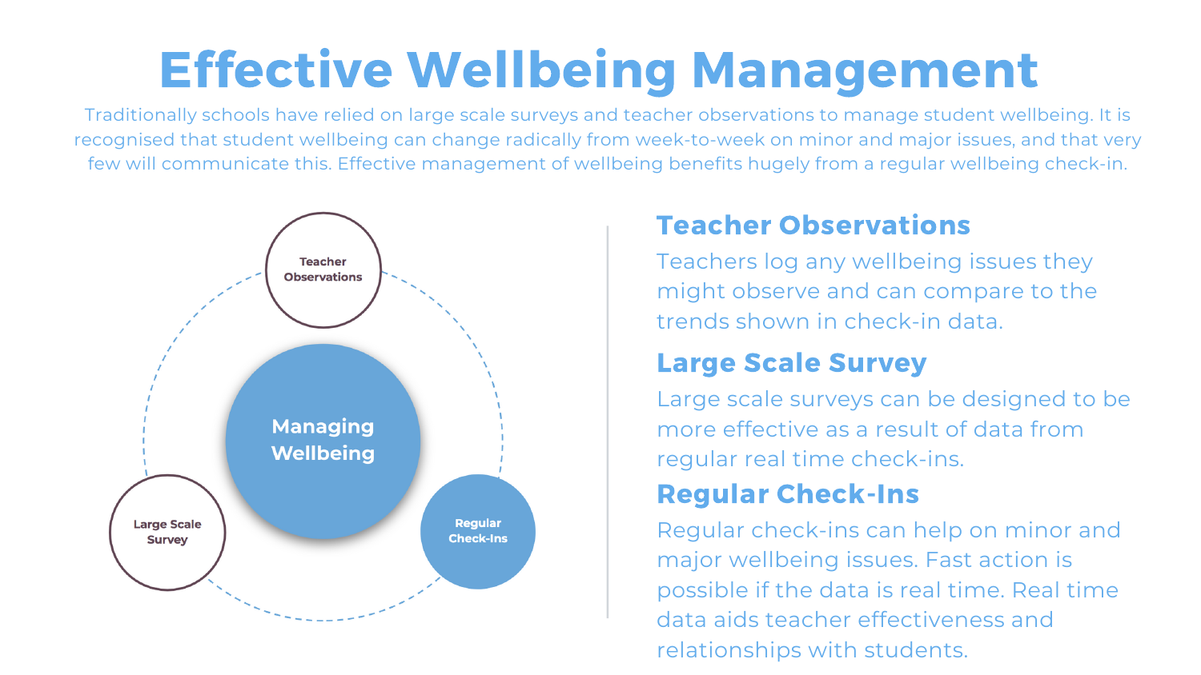# Effective Wellbeing Management

Traditionally schools have relied on large scale surveys and teacher observations to manage student wellbeing. It is recognised that student wellbeing can change radically from week-to-week on minor and major issues, and that very few will communicate this. Effective management of wellbeing benefits hugely from a regular wellbeing check-in.

Teacher Observations

Managing Wellbeing

Large Scale Survey

Regular Check-Ins

## Teacher Observations

Teachers log any wellbeing issues they might observe and can compare to the trends shown in check-in data.

## Large Scale Survey

Large scale surveys can be designed to be more effective as a result of data from regular real time check-ins.

## Regular Check-Ins

Regular check-ins can help on minor and major wellbeing issues. Fast action is possible if the data is real time. Real time data aids teacher effectiveness and relationships with students.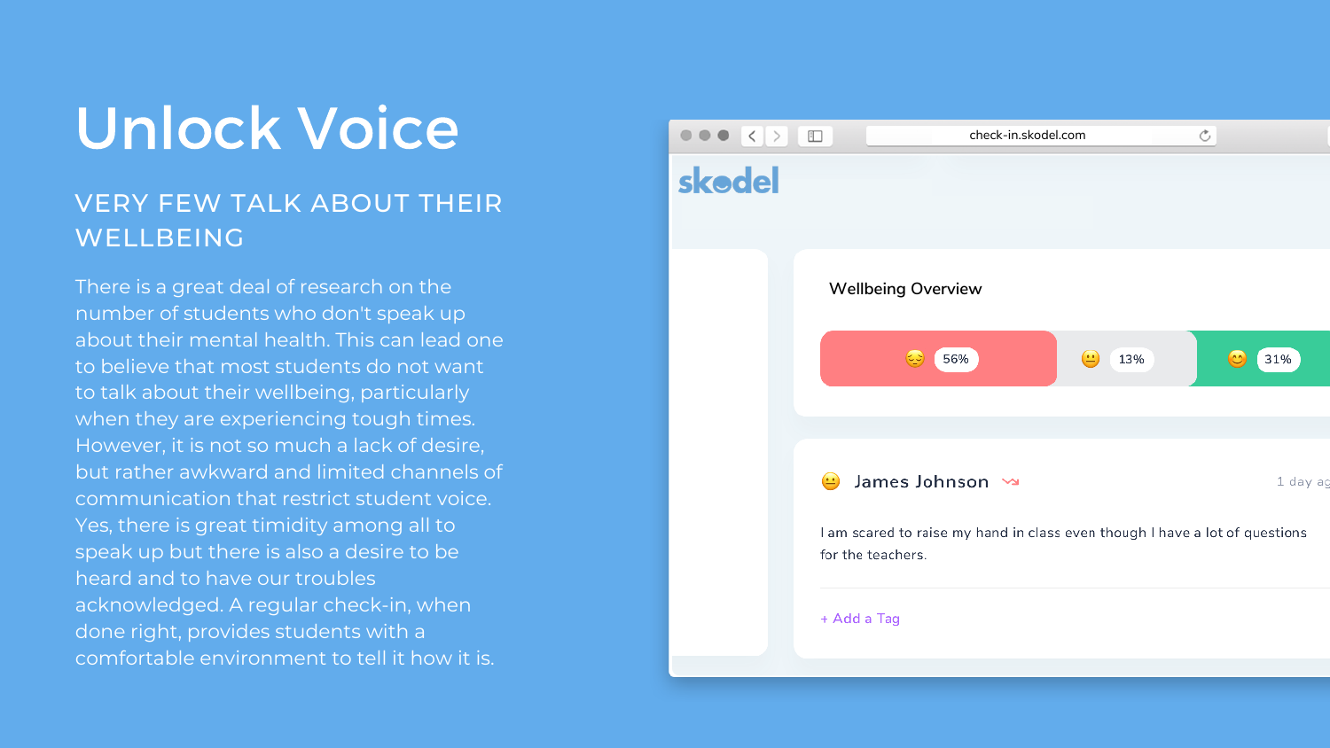# Unlock Voice

## VERY FEW TALK ABOUT THEIR WELLBEING

There is a great deal of research on the number of students who don't speak up about their mental health. This can lead one to believe that most students do not want to talk about their wellbeing, particularly when they are experiencing tough times. However, it is not so much a lack of desire, but rather awkward and limited channels of communication that restrict student voice. Yes, there is great timidity among all to speak up but there is also a desire to be heard and to have our troubles acknowledged. A regular check-in, when done right, provides students with a comfortable environment to tell it how it is.

check-in.skodel.com

skodel

Wellbeing Overview

56% | 13% | 31%

James Johnson — 1 day ag

I am scared to raise my hand in class even though I have a lot of questions for the teachers.

+ Add a Tag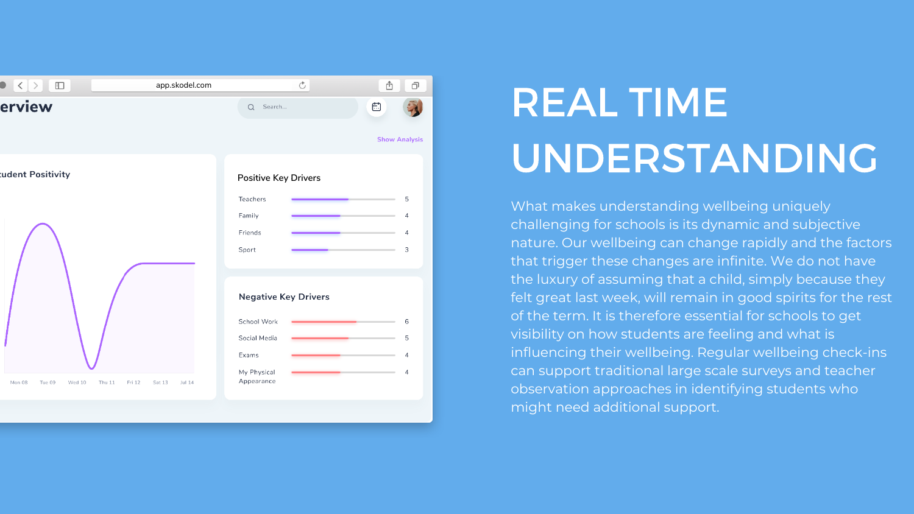# REAL TIME UNDERSTANDING

What makes understanding wellbeing uniquely challenging for schools is its dynamic and subjective nature. Our wellbeing can change rapidly and the factors that trigger these changes are infinite. We do not have the luxury of assuming that a child, simply because they felt great last week, will remain in good spirits for the rest of the term. It is therefore essential for schools to get visibility on how students are feeling and what is influencing their wellbeing. Regular wellbeing check-ins can support traditional large scale surveys and teacher observation approaches in identifying students who might need additional support.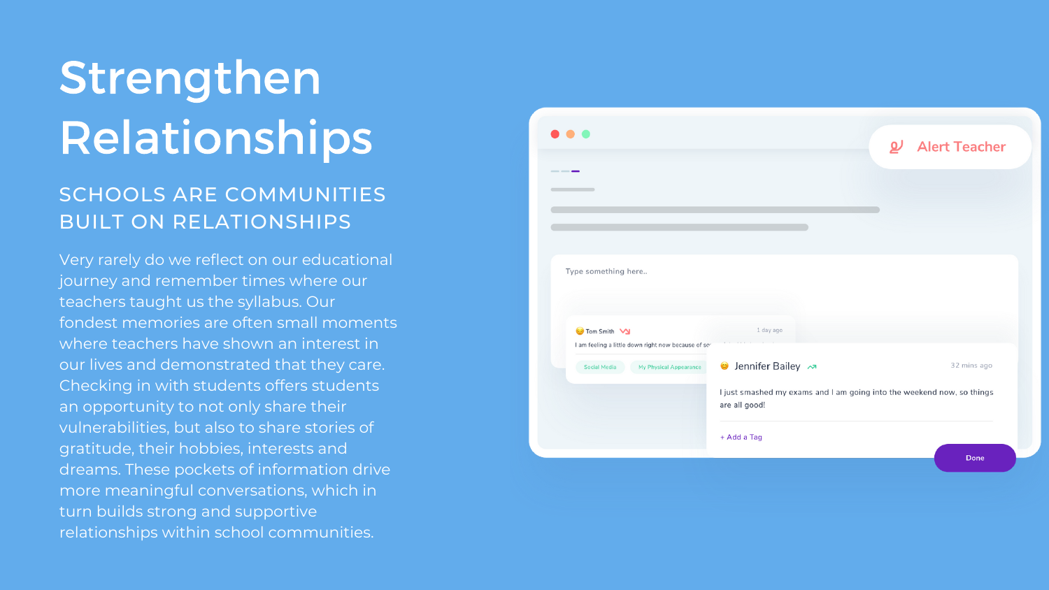# Strengthen Relationships

## SCHOOLS ARE COMMUNITIES BUILT ON RELATIONSHIPS

Very rarely do we reflect on our educational journey and remember times where our teachers taught us the syllabus. Our fondest memories are often small moments where teachers have shown an interest in our lives and demonstrated that they care. Checking in with students offers students an opportunity to not only share their vulnerabilities, but also to share stories of gratitude, their hobbies, interests and dreams. These pockets of information drive more meaningful conversations, which in turn builds strong and supportive relationships within school communities.

Alert Teacher

Type something here..

Tom Smith 1 day ago

I am feeling a little down right now because of so

Social Media My Physical Appearance

Jennifer Bailey 32 mins ago

I just smashed my exams and I am going into the weekend now, so things are all good!

+ Add a Tag

Done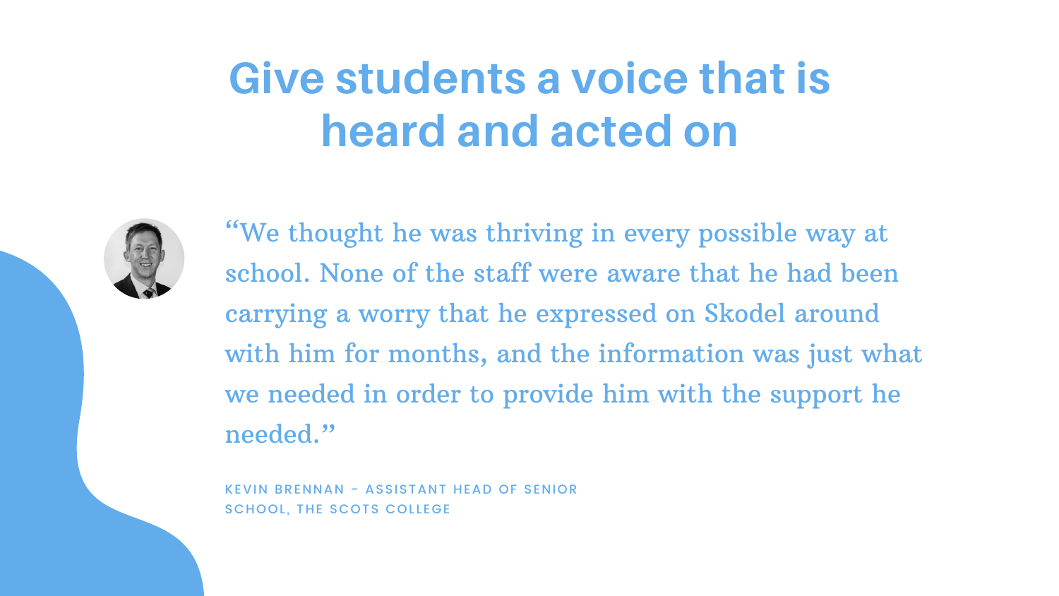# Give students a voice that is heard and acted on

"We thought he was thriving in every possible way at school. None of the staff were aware that he had been carrying a worry that he expressed on Skodel around with him for months, and the information was just what we needed in order to provide him with the support he needed."

KEVIN BRENNAN - ASSISTANT HEAD OF SENIOR SCHOOL, THE SCOTS COLLEGE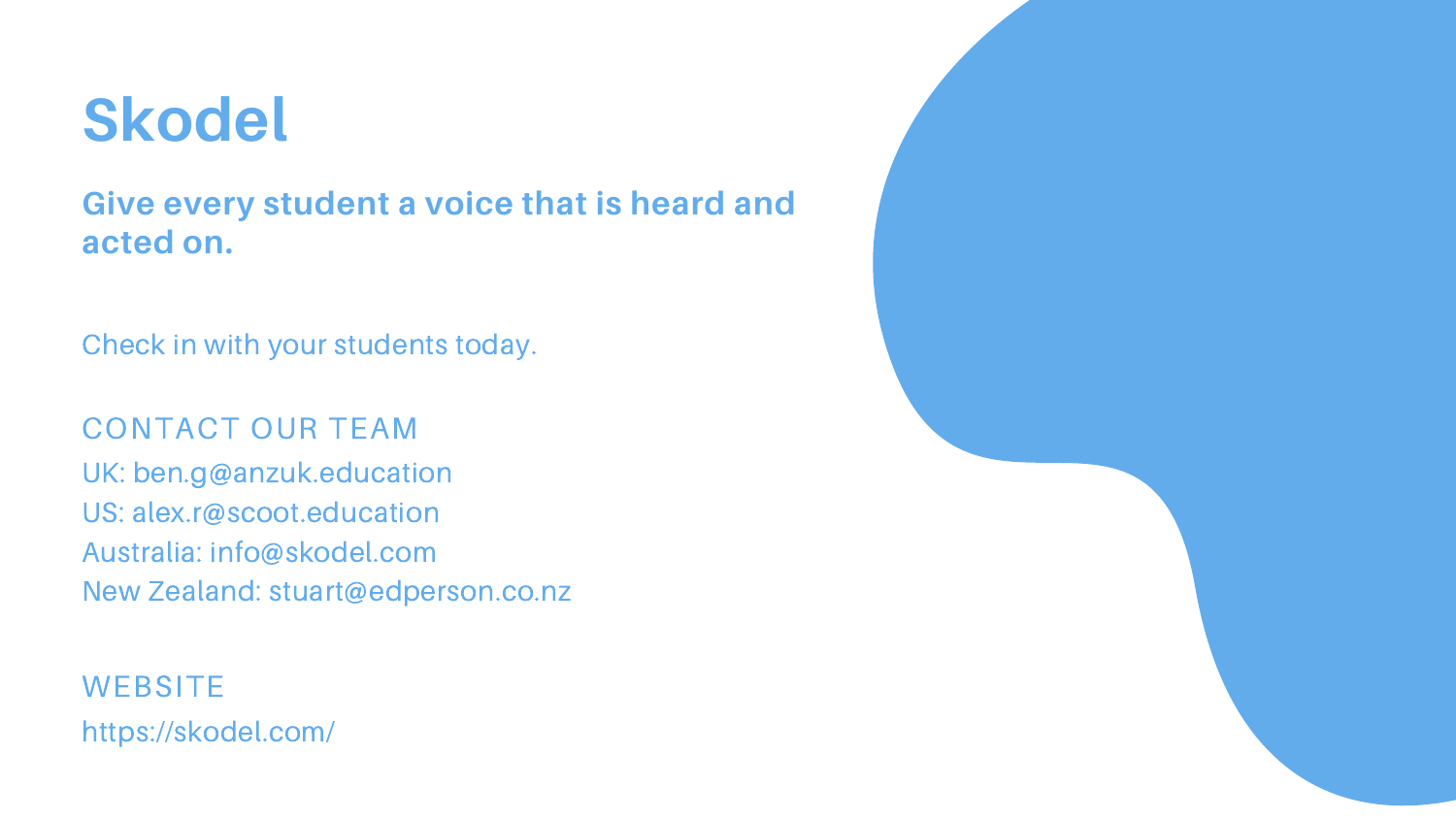# Skodel

**Give every student a voice that is heard and acted on.**

Check in with your students today.

## CONTACT OUR TEAM

UK: ben.g@anzuk.education
US: alex.r@scoot.education
Australia: info@skodel.com
New Zealand: stuart@edperson.co.nz

## WEBSITE

https://skodel.com/